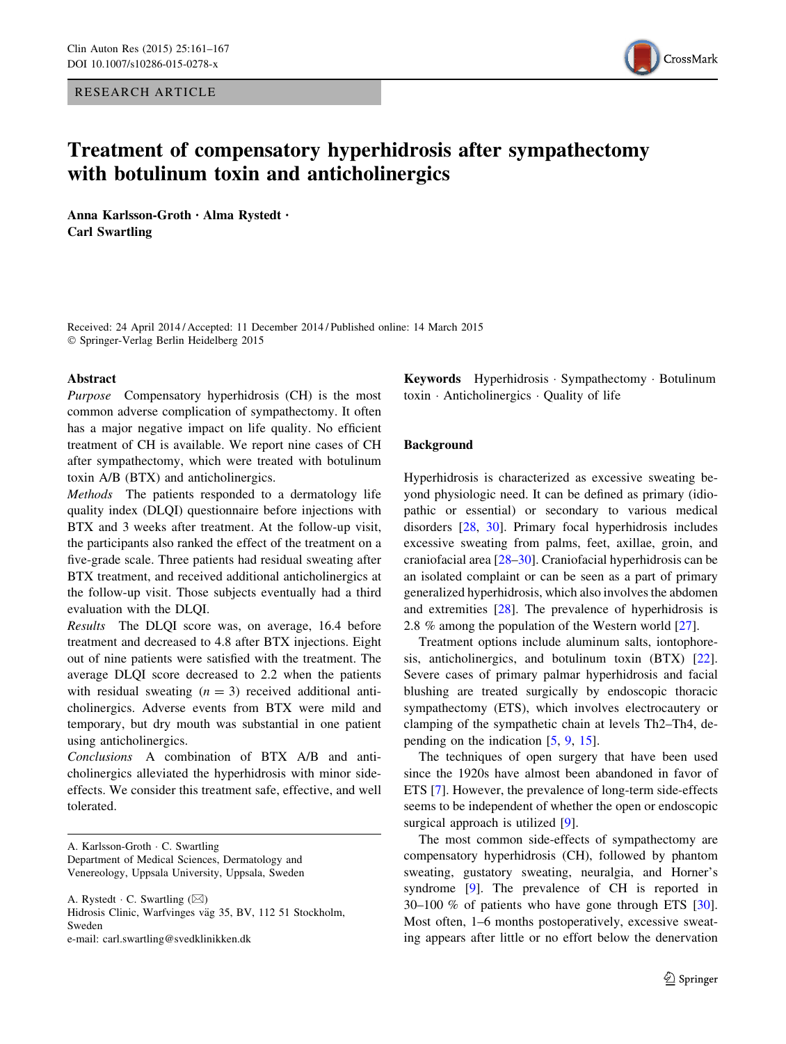RESEARCH ARTICLE

# Treatment of compensatory hyperhidrosis after sympathectomy with botulinum toxin and anticholinergics

**Anna Karlsson-Groth · Alma Rystedt · Carl Swartling**

Received: 24 April 2014 / Accepted: 11 December 2014 / Published online: 14 March 2015
© Springer-Verlag Berlin Heidelberg 2015

## Abstract

*Purpose* Compensatory hyperhidrosis (CH) is the most common adverse complication of sympathectomy. It often has a major negative impact on life quality. No efficient treatment of CH is available. We report nine cases of CH after sympathectomy, which were treated with botulinum toxin A/B (BTX) and anticholinergics.

*Methods* The patients responded to a dermatology life quality index (DLQI) questionnaire before injections with BTX and 3 weeks after treatment. At the follow-up visit, the participants also ranked the effect of the treatment on a five-grade scale. Three patients had residual sweating after BTX treatment, and received additional anticholinergics at the follow-up visit. Those subjects eventually had a third evaluation with the DLQI.

*Results* The DLQI score was, on average, 16.4 before treatment and decreased to 4.8 after BTX injections. Eight out of nine patients were satisfied with the treatment. The average DLQI score decreased to 2.2 when the patients with residual sweating ($n = 3$) received additional anticholinergics. Adverse events from BTX were mild and temporary, but dry mouth was substantial in one patient using anticholinergics.

*Conclusions* A combination of BTX A/B and anticholinergics alleviated the hyperhidrosis with minor side-effects. We consider this treatment safe, effective, and well tolerated.

**Keywords** Hyperhidrosis · Sympathectomy · Botulinum toxin · Anticholinergics · Quality of life

A. Karlsson-Groth · C. Swartling
Department of Medical Sciences, Dermatology and Venereology, Uppsala University, Uppsala, Sweden

A. Rystedt · C. Swartling (✉)
Hidrosis Clinic, Warfvinges väg 35, BV, 112 51 Stockholm, Sweden
e-mail: carl.swartling@svedklinikken.dk

## Background

Hyperhidrosis is characterized as excessive sweating beyond physiologic need. It can be defined as primary (idiopathic or essential) or secondary to various medical disorders [28, 30]. Primary focal hyperhidrosis includes excessive sweating from palms, feet, axillae, groin, and craniofacial area [28–30]. Craniofacial hyperhidrosis can be an isolated complaint or can be seen as a part of primary generalized hyperhidrosis, which also involves the abdomen and extremities [28]. The prevalence of hyperhidrosis is 2.8 % among the population of the Western world [27].

Treatment options include aluminum salts, iontophoresis, anticholinergics, and botulinum toxin (BTX) [22]. Severe cases of primary palmar hyperhidrosis and facial blushing are treated surgically by endoscopic thoracic sympathectomy (ETS), which involves electrocautery or clamping of the sympathetic chain at levels Th2–Th4, depending on the indication [5, 9, 15].

The techniques of open surgery that have been used since the 1920s have almost been abandoned in favor of ETS [7]. However, the prevalence of long-term side-effects seems to be independent of whether the open or endoscopic surgical approach is utilized [9].

The most common side-effects of sympathectomy are compensatory hyperhidrosis (CH), followed by phantom sweating, gustatory sweating, neuralgia, and Horner's syndrome [9]. The prevalence of CH is reported in 30–100 % of patients who have gone through ETS [30]. Most often, 1–6 months postoperatively, excessive sweating appears after little or no effort below the denervation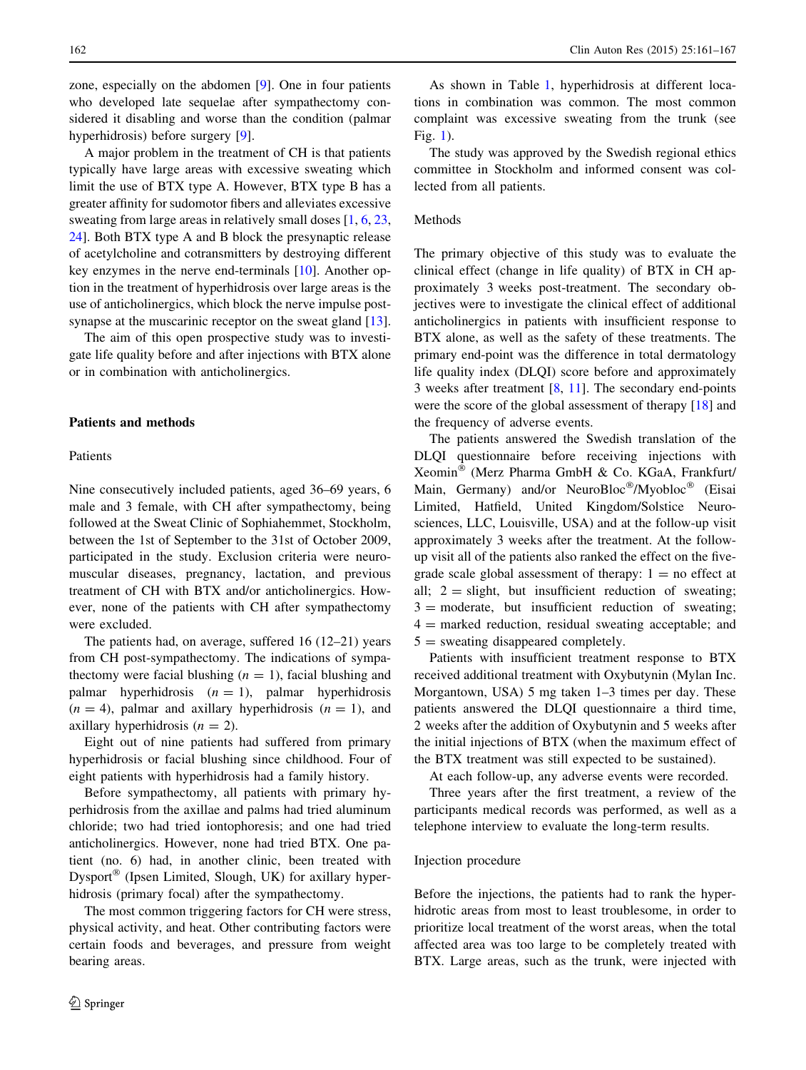zone, especially on the abdomen [9]. One in four patients who developed late sequelae after sympathectomy considered it disabling and worse than the condition (palmar hyperhidrosis) before surgery [9].

A major problem in the treatment of CH is that patients typically have large areas with excessive sweating which limit the use of BTX type A. However, BTX type B has a greater affinity for sudomotor fibers and alleviates excessive sweating from large areas in relatively small doses [1, 6, 23, 24]. Both BTX type A and B block the presynaptic release of acetylcholine and cotransmitters by destroying different key enzymes in the nerve end-terminals [10]. Another option in the treatment of hyperhidrosis over large areas is the use of anticholinergics, which block the nerve impulse postsynapse at the muscarinic receptor on the sweat gland [13].

The aim of this open prospective study was to investigate life quality before and after injections with BTX alone or in combination with anticholinergics.

## Patients and methods

### Patients

Nine consecutively included patients, aged 36–69 years, 6 male and 3 female, with CH after sympathectomy, being followed at the Sweat Clinic of Sophiahemmet, Stockholm, between the 1st of September to the 31st of October 2009, participated in the study. Exclusion criteria were neuromuscular diseases, pregnancy, lactation, and previous treatment of CH with BTX and/or anticholinergics. However, none of the patients with CH after sympathectomy were excluded.

The patients had, on average, suffered 16 (12–21) years from CH post-sympathectomy. The indications of sympathectomy were facial blushing ($n = 1$), facial blushing and palmar hyperhidrosis ($n = 1$), palmar hyperhidrosis ($n = 4$), palmar and axillary hyperhidrosis ($n = 1$), and axillary hyperhidrosis ($n = 2$).

Eight out of nine patients had suffered from primary hyperhidrosis or facial blushing since childhood. Four of eight patients with hyperhidrosis had a family history.

Before sympathectomy, all patients with primary hyperhidrosis from the axillae and palms had tried aluminum chloride; two had tried iontophoresis; and one had tried anticholinergics. However, none had tried BTX. One patient (no. 6) had, in another clinic, been treated with Dysport® (Ipsen Limited, Slough, UK) for axillary hyperhidrosis (primary focal) after the sympathectomy.

The most common triggering factors for CH were stress, physical activity, and heat. Other contributing factors were certain foods and beverages, and pressure from weight bearing areas.

As shown in Table 1, hyperhidrosis at different locations in combination was common. The most common complaint was excessive sweating from the trunk (see Fig. 1).

The study was approved by the Swedish regional ethics committee in Stockholm and informed consent was collected from all patients.

### Methods

The primary objective of this study was to evaluate the clinical effect (change in life quality) of BTX in CH approximately 3 weeks post-treatment. The secondary objectives were to investigate the clinical effect of additional anticholinergics in patients with insufficient response to BTX alone, as well as the safety of these treatments. The primary end-point was the difference in total dermatology life quality index (DLQI) score before and approximately 3 weeks after treatment [8, 11]. The secondary end-points were the score of the global assessment of therapy [18] and the frequency of adverse events.

The patients answered the Swedish translation of the DLQI questionnaire before receiving injections with Xeomin® (Merz Pharma GmbH & Co. KGaA, Frankfurt/Main, Germany) and/or NeuroBloc®/Myobloc® (Eisai Limited, Hatfield, United Kingdom/Solstice Neurosciences, LLC, Louisville, USA) and at the follow-up visit approximately 3 weeks after the treatment. At the follow-up visit all of the patients also ranked the effect on the five-grade scale global assessment of therapy: 1 = no effect at all; 2 = slight, but insufficient reduction of sweating; 3 = moderate, but insufficient reduction of sweating; 4 = marked reduction, residual sweating acceptable; and 5 = sweating disappeared completely.

Patients with insufficient treatment response to BTX received additional treatment with Oxybutynin (Mylan Inc. Morgantown, USA) 5 mg taken 1–3 times per day. These patients answered the DLQI questionnaire a third time, 2 weeks after the addition of Oxybutynin and 5 weeks after the initial injections of BTX (when the maximum effect of the BTX treatment was still expected to be sustained).

At each follow-up, any adverse events were recorded.

Three years after the first treatment, a review of the participants medical records was performed, as well as a telephone interview to evaluate the long-term results.

### Injection procedure

Before the injections, the patients had to rank the hyperhidrotic areas from most to least troublesome, in order to prioritize local treatment of the worst areas, when the total affected area was too large to be completely treated with BTX. Large areas, such as the trunk, were injected with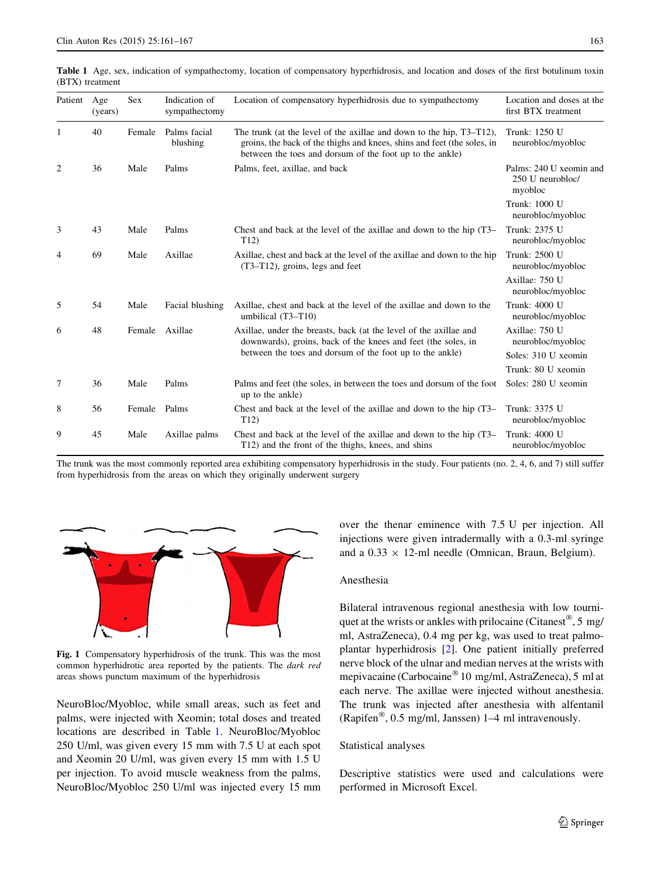**Table 1** Age, sex, indication of sympathectomy, location of compensatory hyperhidrosis, and location and doses of the first botulinum toxin (BTX) treatment

| Patient | Age (years) | Sex | Indication of sympathectomy | Location of compensatory hyperhidrosis due to sympathectomy | Location and doses at the first BTX treatment |
|---|---|---|---|---|---|
| 1 | 40 | Female | Palms facial blushing | The trunk (at the level of the axillae and down to the hip, T3–T12), groins, the back of the thighs and knees, shins and feet (the soles, in between the toes and dorsum of the foot up to the ankle) | Trunk: 1250 U neurobloc/myobloc |
| 2 | 36 | Male | Palms | Palms, feet, axillae, and back | Palms: 240 U xeomin and 250 U neurobloc/myobloc |
| | | | | | Trunk: 1000 U neurobloc/myobloc |
| 3 | 43 | Male | Palms | Chest and back at the level of the axillae and down to the hip (T3–T12) | Trunk: 2375 U neurobloc/myobloc |
| 4 | 69 | Male | Axillae | Axillae, chest and back at the level of the axillae and down to the hip (T3–T12), groins, legs and feet | Trunk: 2500 U neurobloc/myobloc |
| | | | | | Axillae: 750 U neurobloc/myobloc |
| 5 | 54 | Male | Facial blushing | Axillae, chest and back at the level of the axillae and down to the umbilical (T3–T10) | Trunk: 4000 U neurobloc/myobloc |
| 6 | 48 | Female | Axillae | Axillae, under the breasts, back (at the level of the axillae and downwards), groins, back of the knees and feet (the soles, in between the toes and dorsum of the foot up to the ankle) | Axillae: 750 U neurobloc/myobloc |
| | | | | | Soles: 310 U xeomin |
| | | | | | Trunk: 80 U xeomin |
| 7 | 36 | Male | Palms | Palms and feet (the soles, in between the toes and dorsum of the foot up to the ankle) | Soles: 280 U xeomin |
| 8 | 56 | Female | Palms | Chest and back at the level of the axillae and down to the hip (T3–T12) | Trunk: 3375 U neurobloc/myobloc |
| 9 | 45 | Male | Axillae palms | Chest and back at the level of the axillae and down to the hip (T3–T12) and the front of the thighs, knees, and shins | Trunk: 4000 U neurobloc/myobloc |

The trunk was the most commonly reported area exhibiting compensatory hyperhidrosis in the study. Four patients (no. 2, 4, 6, and 7) still suffer from hyperhidrosis from the areas on which they originally underwent surgery

**Fig. 1** Compensatory hyperhidrosis of the trunk. This was the most common hyperhidrotic area reported by the patients. The *dark red* areas shows punctum maximum of the hyperhidrosis

NeuroBloc/Myobloc, while small areas, such as feet and palms, were injected with Xeomin; total doses and treated locations are described in Table 1. NeuroBloc/Myobloc 250 U/ml, was given every 15 mm with 7.5 U at each spot and Xeomin 20 U/ml, was given every 15 mm with 1.5 U per injection. To avoid muscle weakness from the palms, NeuroBloc/Myobloc 250 U/ml was injected every 15 mm over the thenar eminence with 7.5 U per injection. All injections were given intradermally with a 0.3-ml syringe and a 0.33 × 12-ml needle (Omnican, Braun, Belgium).

### Anesthesia

Bilateral intravenous regional anesthesia with low tourniquet at the wrists or ankles with prilocaine (Citanest®, 5 mg/ml, AstraZeneca), 0.4 mg per kg, was used to treat palmoplantar hyperhidrosis [2]. One patient initially preferred nerve block of the ulnar and median nerves at the wrists with mepivacaine (Carbocaine® 10 mg/ml, AstraZeneca), 5 ml at each nerve. The axillae were injected without anesthesia. The trunk was injected after anesthesia with alfentanil (Rapifen®, 0.5 mg/ml, Janssen) 1–4 ml intravenously.

### Statistical analyses

Descriptive statistics were used and calculations were performed in Microsoft Excel.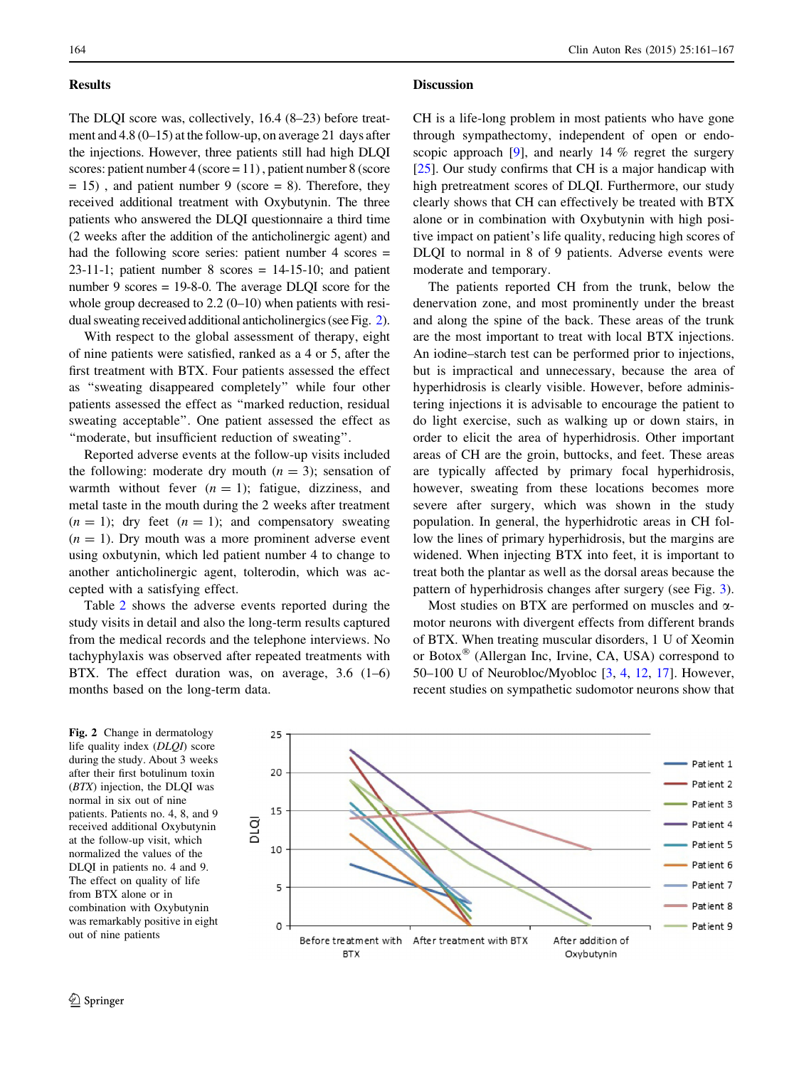## Results

The DLQI score was, collectively, 16.4 (8–23) before treatment and 4.8 (0–15) at the follow-up, on average 21 days after the injections. However, three patients still had high DLQI scores: patient number 4 (score = 11) , patient number 8 (score = 15) , and patient number 9 (score = 8). Therefore, they received additional treatment with Oxybutynin. The three patients who answered the DLQI questionnaire a third time (2 weeks after the addition of the anticholinergic agent) and had the following score series: patient number 4 scores = 23-11-1; patient number 8 scores = 14-15-10; and patient number 9 scores = 19-8-0. The average DLQI score for the whole group decreased to 2.2 (0–10) when patients with residual sweating received additional anticholinergics (see Fig. 2).

With respect to the global assessment of therapy, eight of nine patients were satisfied, ranked as a 4 or 5, after the first treatment with BTX. Four patients assessed the effect as "sweating disappeared completely" while four other patients assessed the effect as "marked reduction, residual sweating acceptable". One patient assessed the effect as "moderate, but insufficient reduction of sweating".

Reported adverse events at the follow-up visits included the following: moderate dry mouth ($n = 3$); sensation of warmth without fever ($n = 1$); fatigue, dizziness, and metal taste in the mouth during the 2 weeks after treatment ($n = 1$); dry feet ($n = 1$); and compensatory sweating ($n = 1$). Dry mouth was a more prominent adverse event using oxbutynin, which led patient number 4 to change to another anticholinergic agent, tolterodin, which was accepted with a satisfying effect.

Table 2 shows the adverse events reported during the study visits in detail and also the long-term results captured from the medical records and the telephone interviews. No tachyphylaxis was observed after repeated treatments with BTX. The effect duration was, on average, 3.6 (1–6) months based on the long-term data.

**Fig. 2** Change in dermatology life quality index (*DLQI*) score during the study. About 3 weeks after their first botulinum toxin (*BTX*) injection, the DLQI was normal in six out of nine patients. Patients no. 4, 8, and 9 received additional Oxybutynin at the follow-up visit, which normalized the values of the DLQI in patients no. 4 and 9. The effect on quality of life from BTX alone or in combination with Oxybutynin was remarkably positive in eight out of nine patients

## Discussion

CH is a life-long problem in most patients who have gone through sympathectomy, independent of open or endoscopic approach [9], and nearly 14 % regret the surgery [25]. Our study confirms that CH is a major handicap with high pretreatment scores of DLQI. Furthermore, our study clearly shows that CH can effectively be treated with BTX alone or in combination with Oxybutynin with high positive impact on patient's life quality, reducing high scores of DLQI to normal in 8 of 9 patients. Adverse events were moderate and temporary.

The patients reported CH from the trunk, below the denervation zone, and most prominently under the breast and along the spine of the back. These areas of the trunk are the most important to treat with local BTX injections. An iodine–starch test can be performed prior to injections, but is impractical and unnecessary, because the area of hyperhidrosis is clearly visible. However, before administering injections it is advisable to encourage the patient to do light exercise, such as walking up or down stairs, in order to elicit the area of hyperhidrosis. Other important areas of CH are the groin, buttocks, and feet. These areas are typically affected by primary focal hyperhidrosis, however, sweating from these locations becomes more severe after surgery, which was shown in the study population. In general, the hyperhidrotic areas in CH follow the lines of primary hyperhidrosis, but the margins are widened. When injecting BTX into feet, it is important to treat both the plantar as well as the dorsal areas because the pattern of hyperhidrosis changes after surgery (see Fig. 3).

Most studies on BTX are performed on muscles and α-motor neurons with divergent effects from different brands of BTX. When treating muscular disorders, 1 U of Xeomin or Botox® (Allergan Inc, Irvine, CA, USA) correspond to 50–100 U of Neurobloc/Myobloc [3, 4, 12, 17]. However, recent studies on sympathetic sudomotor neurons show that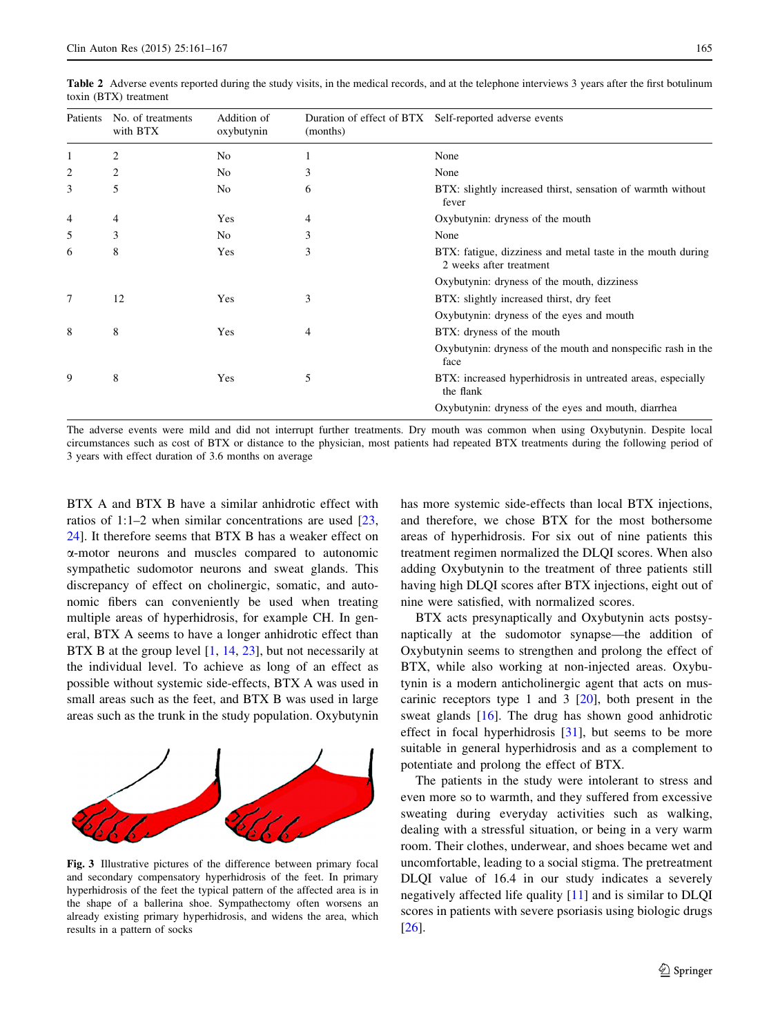**Table 2** Adverse events reported during the study visits, in the medical records, and at the telephone interviews 3 years after the first botulinum toxin (BTX) treatment

| Patients | No. of treatments with BTX | Addition of oxybutynin | Duration of effect of BTX (months) | Self-reported adverse events |
|---|---|---|---|---|
| 1 | 2 | No | 1 | None |
| 2 | 2 | No | 3 | None |
| 3 | 5 | No | 6 | BTX: slightly increased thirst, sensation of warmth without fever |
| 4 | 4 | Yes | 4 | Oxybutynin: dryness of the mouth |
| 5 | 3 | No | 3 | None |
| 6 | 8 | Yes | 3 | BTX: fatigue, dizziness and metal taste in the mouth during 2 weeks after treatment |
| | | | | Oxybutynin: dryness of the mouth, dizziness |
| 7 | 12 | Yes | 3 | BTX: slightly increased thirst, dry feet |
| | | | | Oxybutynin: dryness of the eyes and mouth |
| 8 | 8 | Yes | 4 | BTX: dryness of the mouth |
| | | | | Oxybutynin: dryness of the mouth and nonspecific rash in the face |
| 9 | 8 | Yes | 5 | BTX: increased hyperhidrosis in untreated areas, especially the flank |
| | | | | Oxybutynin: dryness of the eyes and mouth, diarrhea |

The adverse events were mild and did not interrupt further treatments. Dry mouth was common when using Oxybutynin. Despite local circumstances such as cost of BTX or distance to the physician, most patients had repeated BTX treatments during the following period of 3 years with effect duration of 3.6 months on average

BTX A and BTX B have a similar anhidrotic effect with ratios of 1:1–2 when similar concentrations are used [23, 24]. It therefore seems that BTX B has a weaker effect on α-motor neurons and muscles compared to autonomic sympathetic sudomotor neurons and sweat glands. This discrepancy of effect on cholinergic, somatic, and autonomic fibers can conveniently be used when treating multiple areas of hyperhidrosis, for example CH. In general, BTX A seems to have a longer anhidrotic effect than BTX B at the group level [1, 14, 23], but not necessarily at the individual level. To achieve as long of an effect as possible without systemic side-effects, BTX A was used in small areas such as the feet, and BTX B was used in large areas such as the trunk in the study population. Oxybutynin has more systemic side-effects than local BTX injections, and therefore, we chose BTX for the most bothersome areas of hyperhidrosis. For six out of nine patients this treatment regimen normalized the DLQI scores. When also adding Oxybutynin to the treatment of three patients still having high DLQI scores after BTX injections, eight out of nine were satisfied, with normalized scores.

**Fig. 3** Illustrative pictures of the difference between primary focal and secondary compensatory hyperhidrosis of the feet. In primary hyperhidrosis of the feet the typical pattern of the affected area is in the shape of a ballerina shoe. Sympathectomy often worsens an already existing primary hyperhidrosis, and widens the area, which results in a pattern of socks

BTX acts presynaptically and Oxybutynin acts postsynaptically at the sudomotor synapse—the addition of Oxybutynin seems to strengthen and prolong the effect of BTX, while also working at non-injected areas. Oxybutynin is a modern anticholinergic agent that acts on muscarinic receptors type 1 and 3 [20], both present in the sweat glands [16]. The drug has shown good anhidrotic effect in focal hyperhidrosis [31], but seems to be more suitable in general hyperhidrosis and as a complement to potentiate and prolong the effect of BTX.

The patients in the study were intolerant to stress and even more so to warmth, and they suffered from excessive sweating during everyday activities such as walking, dealing with a stressful situation, or being in a very warm room. Their clothes, underwear, and shoes became wet and uncomfortable, leading to a social stigma. The pretreatment DLQI value of 16.4 in our study indicates a severely negatively affected life quality [11] and is similar to DLQI scores in patients with severe psoriasis using biologic drugs [26].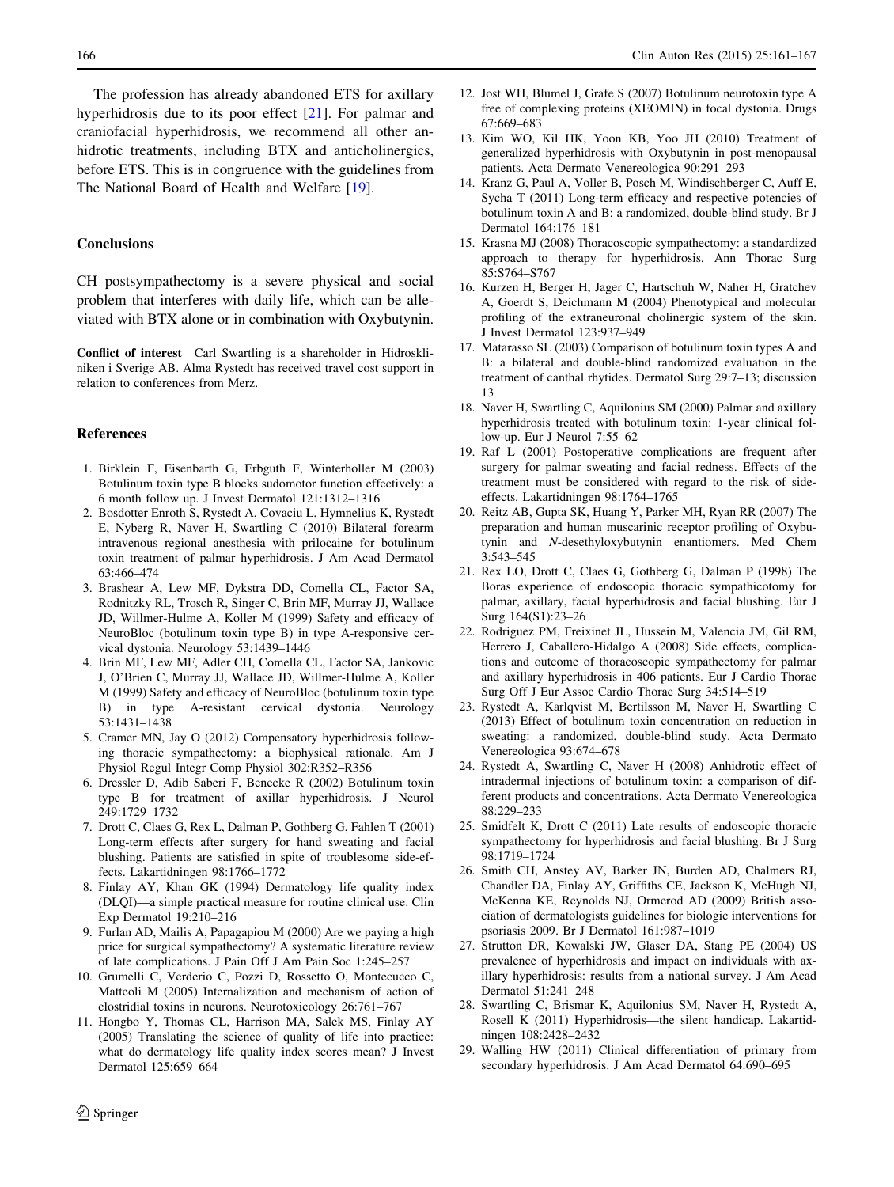The profession has already abandoned ETS for axillary hyperhidrosis due to its poor effect [21]. For palmar and craniofacial hyperhidrosis, we recommend all other anhidrotic treatments, including BTX and anticholinergics, before ETS. This is in congruence with the guidelines from The National Board of Health and Welfare [19].

## Conclusions

CH postsympathectomy is a severe physical and social problem that interferes with daily life, which can be alleviated with BTX alone or in combination with Oxybutynin.

**Conflict of interest** Carl Swartling is a shareholder in Hidroskliniken i Sverige AB. Alma Rystedt has received travel cost support in relation to conferences from Merz.

## References

1. Birklein F, Eisenbarth G, Erbguth F, Winterholler M (2003) Botulinum toxin type B blocks sudomotor function effectively: a 6 month follow up. J Invest Dermatol 121:1312–1316
2. Bosdotter Enroth S, Rystedt A, Covaciu L, Hymnelius K, Rystedt E, Nyberg R, Naver H, Swartling C (2010) Bilateral forearm intravenous regional anesthesia with prilocaine for botulinum toxin treatment of palmar hyperhidrosis. J Am Acad Dermatol 63:466–474
3. Brashear A, Lew MF, Dykstra DD, Comella CL, Factor SA, Rodnitzky RL, Trosch R, Singer C, Brin MF, Murray JJ, Wallace JD, Willmer-Hulme A, Koller M (1999) Safety and efficacy of NeuroBloc (botulinum toxin type B) in type A-responsive cervical dystonia. Neurology 53:1439–1446
4. Brin MF, Lew MF, Adler CH, Comella CL, Factor SA, Jankovic J, O'Brien C, Murray JJ, Wallace JD, Willmer-Hulme A, Koller M (1999) Safety and efficacy of NeuroBloc (botulinum toxin type B) in type A-resistant cervical dystonia. Neurology 53:1431–1438
5. Cramer MN, Jay O (2012) Compensatory hyperhidrosis following thoracic sympathectomy: a biophysical rationale. Am J Physiol Regul Integr Comp Physiol 302:R352–R356
6. Dressler D, Adib Saberi F, Benecke R (2002) Botulinum toxin type B for treatment of axillar hyperhidrosis. J Neurol 249:1729–1732
7. Drott C, Claes G, Rex L, Dalman P, Gothberg G, Fahlen T (2001) Long-term effects after surgery for hand sweating and facial blushing. Patients are satisfied in spite of troublesome side-effects. Lakartidningen 98:1766–1772
8. Finlay AY, Khan GK (1994) Dermatology life quality index (DLQI)—a simple practical measure for routine clinical use. Clin Exp Dermatol 19:210–216
9. Furlan AD, Mailis A, Papagapiou M (2000) Are we paying a high price for surgical sympathectomy? A systematic literature review of late complications. J Pain Off J Am Pain Soc 1:245–257
10. Grumelli C, Verderio C, Pozzi D, Rossetto O, Montecucco C, Matteoli M (2005) Internalization and mechanism of action of clostridial toxins in neurons. Neurotoxicology 26:761–767
11. Hongbo Y, Thomas CL, Harrison MA, Salek MS, Finlay AY (2005) Translating the science of quality of life into practice: what do dermatology life quality index scores mean? J Invest Dermatol 125:659–664
12. Jost WH, Blumel J, Grafe S (2007) Botulinum neurotoxin type A free of complexing proteins (XEOMIN) in focal dystonia. Drugs 67:669–683
13. Kim WO, Kil HK, Yoon KB, Yoo JH (2010) Treatment of generalized hyperhidrosis with Oxybutynin in post-menopausal patients. Acta Dermato Venereologica 90:291–293
14. Kranz G, Paul A, Voller B, Posch M, Windischberger C, Auff E, Sycha T (2011) Long-term efficacy and respective potencies of botulinum toxin A and B: a randomized, double-blind study. Br J Dermatol 164:176–181
15. Krasna MJ (2008) Thoracoscopic sympathectomy: a standardized approach to therapy for hyperhidrosis. Ann Thorac Surg 85:S764–S767
16. Kurzen H, Berger H, Jager C, Hartschuh W, Naher H, Gratchev A, Goerdt S, Deichmann M (2004) Phenotypical and molecular profiling of the extraneuronal cholinergic system of the skin. J Invest Dermatol 123:937–949
17. Matarasso SL (2003) Comparison of botulinum toxin types A and B: a bilateral and double-blind randomized evaluation in the treatment of canthal rhytides. Dermatol Surg 29:7–13; discussion 13
18. Naver H, Swartling C, Aquilonius SM (2000) Palmar and axillary hyperhidrosis treated with botulinum toxin: 1-year clinical follow-up. Eur J Neurol 7:55–62
19. Raf L (2001) Postoperative complications are frequent after surgery for palmar sweating and facial redness. Effects of the treatment must be considered with regard to the risk of side-effects. Lakartidningen 98:1764–1765
20. Reitz AB, Gupta SK, Huang Y, Parker MH, Ryan RR (2007) The preparation and human muscarinic receptor profiling of Oxybutynin and *N*-desethyloxybutynin enantiomers. Med Chem 3:543–545
21. Rex LO, Drott C, Claes G, Gothberg G, Dalman P (1998) The Boras experience of endoscopic thoracic sympathicotomy for palmar, axillary, facial hyperhidrosis and facial blushing. Eur J Surg 164(S1):23–26
22. Rodriguez PM, Freixinet JL, Hussein M, Valencia JM, Gil RM, Herrero J, Caballero-Hidalgo A (2008) Side effects, complications and outcome of thoracoscopic sympathectomy for palmar and axillary hyperhidrosis in 406 patients. Eur J Cardio Thorac Surg Off J Eur Assoc Cardio Thorac Surg 34:514–519
23. Rystedt A, Karlqvist M, Bertilsson M, Naver H, Swartling C (2013) Effect of botulinum toxin concentration on reduction in sweating: a randomized, double-blind study. Acta Dermato Venereologica 93:674–678
24. Rystedt A, Swartling C, Naver H (2008) Anhidrotic effect of intradermal injections of botulinum toxin: a comparison of different products and concentrations. Acta Dermato Venereologica 88:229–233
25. Smidfelt K, Drott C (2011) Late results of endoscopic thoracic sympathectomy for hyperhidrosis and facial blushing. Br J Surg 98:1719–1724
26. Smith CH, Anstey AV, Barker JN, Burden AD, Chalmers RJ, Chandler DA, Finlay AY, Griffiths CE, Jackson K, McHugh NJ, McKenna KE, Reynolds NJ, Ormerod AD (2009) British association of dermatologists guidelines for biologic interventions for psoriasis 2009. Br J Dermatol 161:987–1019
27. Strutton DR, Kowalski JW, Glaser DA, Stang PE (2004) US prevalence of hyperhidrosis and impact on individuals with axillary hyperhidrosis: results from a national survey. J Am Acad Dermatol 51:241–248
28. Swartling C, Brismar K, Aquilonius SM, Naver H, Rystedt A, Rosell K (2011) Hyperhidrosis—the silent handicap. Lakartidningen 108:2428–2432
29. Walling HW (2011) Clinical differentiation of primary from secondary hyperhidrosis. J Am Acad Dermatol 64:690–695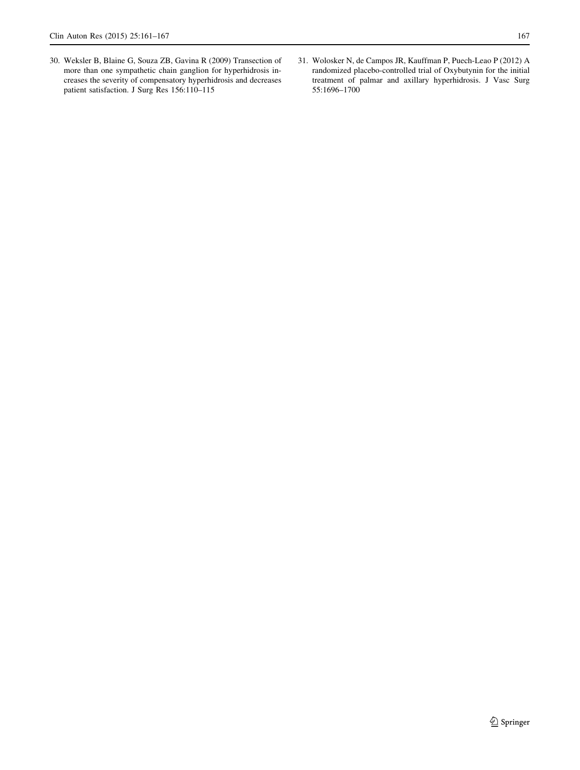30. Weksler B, Blaine G, Souza ZB, Gavina R (2009) Transection of more than one sympathetic chain ganglion for hyperhidrosis increases the severity of compensatory hyperhidrosis and decreases patient satisfaction. J Surg Res 156:110–115
31. Wolosker N, de Campos JR, Kauffman P, Puech-Leao P (2012) A randomized placebo-controlled trial of Oxybutynin for the initial treatment of palmar and axillary hyperhidrosis. J Vasc Surg 55:1696–1700